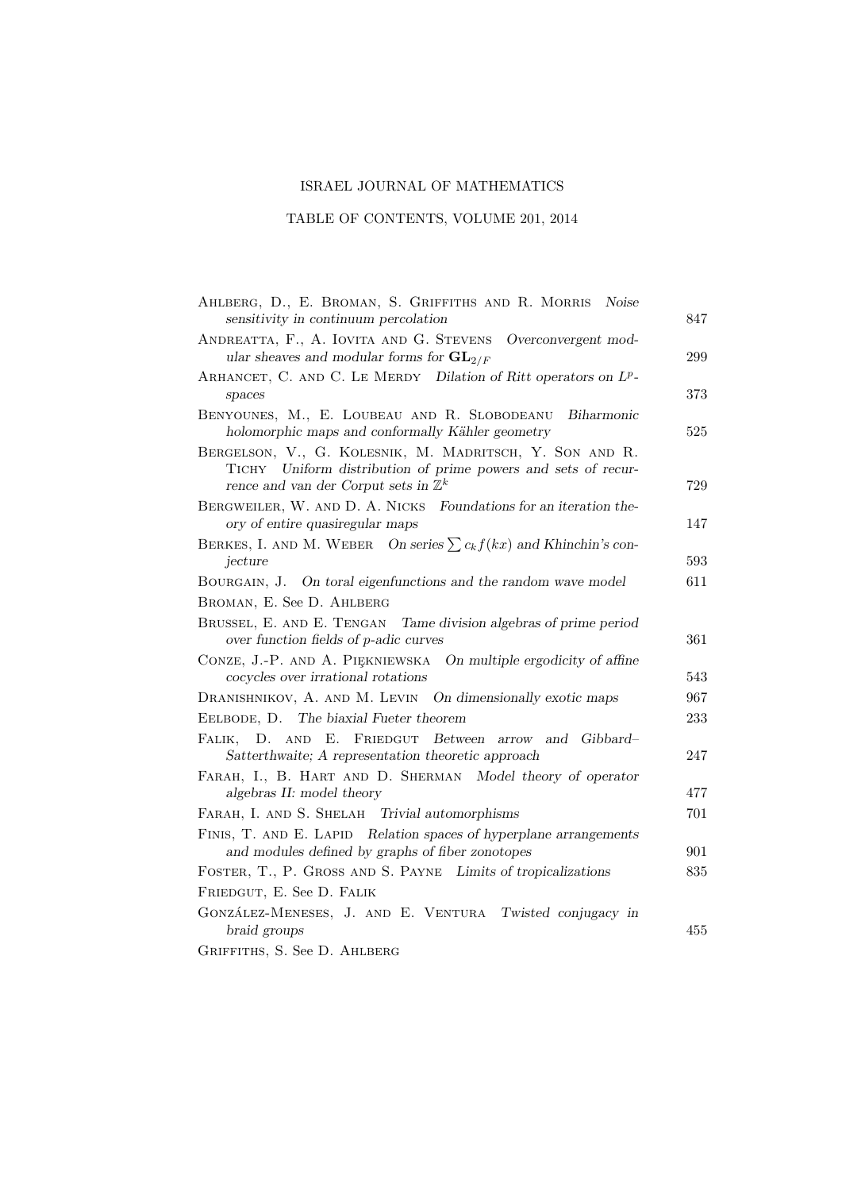# ISRAEL JOURNAL OF MATHEMATICS

## TABLE OF CONTENTS, VOLUME 201, 2014

| | |
|---|---|
| AHLBERG, D., E. BROMAN, S. GRIFFITHS AND R. MORRIS *Noise sensitivity in continuum percolation* | 847 |
| ANDREATTA, F., A. IOVITA AND G. STEVENS *Overconvergent modular sheaves and modular forms for* $\mathbf{GL}_{2/F}$ | 299 |
| ARHANCET, C. AND C. LE MERDY *Dilation of Ritt operators on* $L^p$*-spaces* | 373 |
| BENYOUNES, M., E. LOUBEAU AND R. SLOBODEANU *Biharmonic holomorphic maps and conformally Kähler geometry* | 525 |
| BERGELSON, V., G. KOLESNIK, M. MADRITSCH, Y. SON AND R. TICHY *Uniform distribution of prime powers and sets of recurrence and van der Corput sets in* $\mathbb{Z}^k$ | 729 |
| BERGWEILER, W. AND D. A. NICKS *Foundations for an iteration theory of entire quasiregular maps* | 147 |
| BERKES, I. AND M. WEBER *On series* $\sum c_k f(kx)$ *and Khinchin's conjecture* | 593 |
| BOURGAIN, J. *On toral eigenfunctions and the random wave model* | 611 |
| BROMAN, E. See D. AHLBERG | |
| BRUSSEL, E. AND E. TENGAN *Tame division algebras of prime period over function fields of p-adic curves* | 361 |
| CONZE, J.-P. AND A. PIĘKNIEWSKA *On multiple ergodicity of affine cocycles over irrational rotations* | 543 |
| DRANISHNIKOV, A. AND M. LEVIN *On dimensionally exotic maps* | 967 |
| EELBODE, D. *The biaxial Fueter theorem* | 233 |
| FALIK, D. AND E. FRIEDGUT *Between arrow and Gibbard–Satterthwaite; A representation theoretic approach* | 247 |
| FARAH, I., B. HART AND D. SHERMAN *Model theory of operator algebras II: model theory* | 477 |
| FARAH, I. AND S. SHELAH *Trivial automorphisms* | 701 |
| FINIS, T. AND E. LAPID *Relation spaces of hyperplane arrangements and modules defined by graphs of fiber zonotopes* | 901 |
| FOSTER, T., P. GROSS AND S. PAYNE *Limits of tropicalizations* | 835 |
| FRIEDGUT, E. See D. FALIK | |
| GONZÁLEZ-MENESES, J. AND E. VENTURA *Twisted conjugacy in braid groups* | 455 |
| GRIFFITHS, S. See D. AHLBERG | |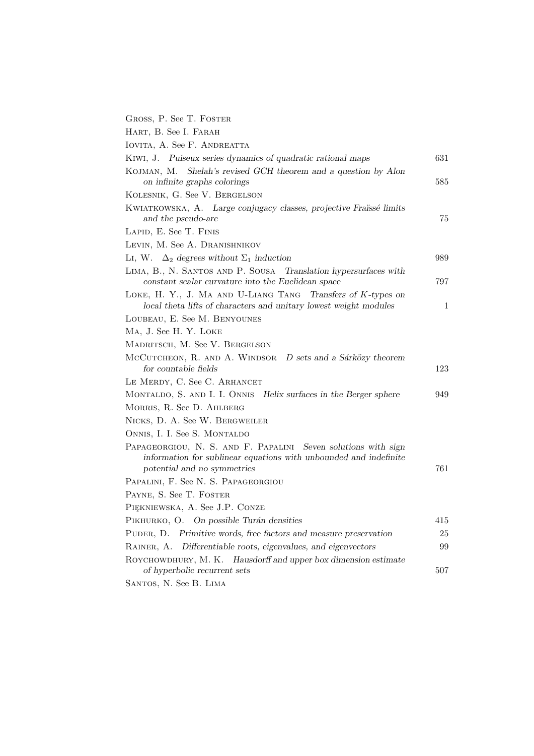GROSS, P. See T. FOSTER

HART, B. See I. FARAH

IOVITA, A. See F. ANDREATTA

KIWI, J. *Puiseux series dynamics of quadratic rational maps* 631

KOJMAN, M. *Shelah's revised GCH theorem and a question by Alon on infinite graphs colorings* 585

KOLESNIK, G. See V. BERGELSON

KWIATKOWSKA, A. *Large conjugacy classes, projective Fraïssé limits and the pseudo-arc* 75

LAPID, E. See T. FINIS

LEVIN, M. See A. DRANISHNIKOV

LI, W. *$\Delta_2$ degrees without $\Sigma_1$ induction* 989

LIMA, B., N. SANTOS AND P. SOUSA *Translation hypersurfaces with constant scalar curvature into the Euclidean space* 797

LOKE, H. Y., J. MA AND U-LIANG TANG *Transfers of $K$-types on local theta lifts of characters and unitary lowest weight modules* 1

LOUBEAU, E. See M. BENYOUNES

MA, J. See H. Y. LOKE

MADRITSCH, M. See V. BERGELSON

MCCUTCHEON, R. AND A. WINDSOR *D sets and a Sárközy theorem for countable fields* 123

LE MERDY, C. See C. ARHANCET

MONTALDO, S. AND I. I. ONNIS *Helix surfaces in the Berger sphere* 949

MORRIS, R. See D. AHLBERG

NICKS, D. A. See W. BERGWEILER

ONNIS, I. I. See S. MONTALDO

PAPAGEORGIOU, N. S. AND F. PAPALINI *Seven solutions with sign information for sublinear equations with unbounded and indefinite potential and no symmetries* 761

PAPALINI, F. See N. S. PAPAGEORGIOU

PAYNE, S. See T. FOSTER

PIĘKNIEWSKA, A. See J.P. CONZE

PIKHURKO, O. *On possible Turán densities* 415

PUDER, D. *Primitive words, free factors and measure preservation* 25

RAINER, A. *Differentiable roots, eigenvalues, and eigenvectors* 99

ROYCHOWDHURY, M. K. *Hausdorff and upper box dimension estimate of hyperbolic recurrent sets* 507

SANTOS, N. See B. LIMA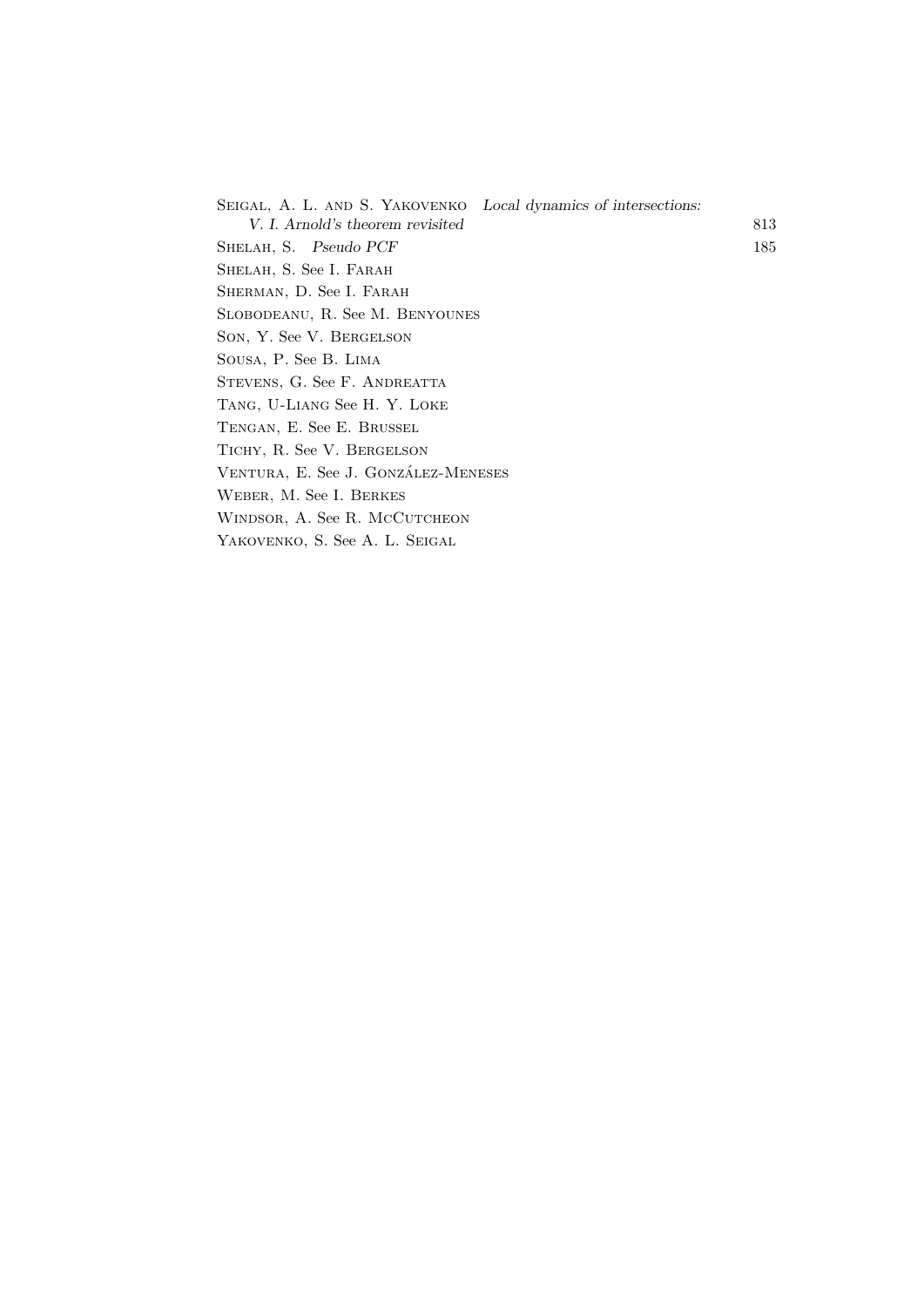Seigal, A. L. and S. Yakovenko *Local dynamics of intersections: V. I. Arnold's theorem revisited* 813

Shelah, S. *Pseudo PCF* 185

Shelah, S. See I. Farah

Sherman, D. See I. Farah

Slobodeanu, R. See M. Benyounes

Son, Y. See V. Bergelson

Sousa, P. See B. Lima

Stevens, G. See F. Andreatta

Tang, U-Liang See H. Y. Loke

Tengan, E. See E. Brussel

Tichy, R. See V. Bergelson

Ventura, E. See J. González-Meneses

Weber, M. See I. Berkes

Windsor, A. See R. McCutcheon

Yakovenko, S. See A. L. Seigal